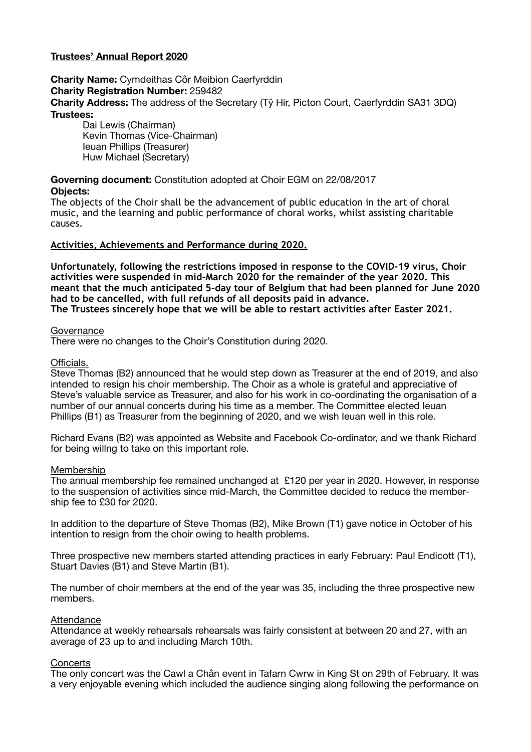**Trustees' Annual Report 2020**

**Charity Name:** Cymdeithas Côr Meibion Caerfyrddin
**Charity Registration Number:** 259482
**Charity Address:** The address of the Secretary (Tŷ Hir, Picton Court, Caerfyrddin SA31 3DQ)
**Trustees:**

Dai Lewis (Chairman)
Kevin Thomas (Vice-Chairman)
Ieuan Phillips (Treasurer)
Huw Michael (Secretary)

**Governing document:** Constitution adopted at Choir EGM on 22/08/2017
**Objects:**
The objects of the Choir shall be the advancement of public education in the art of choral music, and the learning and public performance of choral works, whilst assisting charitable causes.

**Activities, Achievements and Performance during 2020.**

**Unfortunately, following the restrictions imposed in response to the COVID-19 virus, Choir activities were suspended in mid-March 2020 for the remainder of the year 2020. This meant that the much anticipated 5-day tour of Belgium that had been planned for June 2020 had to be cancelled, with full refunds of all deposits paid in advance.**
**The Trustees sincerely hope that we will be able to restart activities after Easter 2021.**

Governance
There were no changes to the Choir's Constitution during 2020.

Officials.
Steve Thomas (B2) announced that he would step down as Treasurer at the end of 2019, and also intended to resign his choir membership. The Choir as a whole is grateful and appreciative of Steve's valuable service as Treasurer, and also for his work in co-oordinating the organisation of a number of our annual concerts during his time as a member. The Committee elected Ieuan Phillips (B1) as Treasurer from the beginning of 2020, and we wish Ieuan well in this role.

Richard Evans (B2) was appointed as Website and Facebook Co-ordinator, and we thank Richard for being willng to take on this important role.

Membership
The annual membership fee remained unchanged at £120 per year in 2020. However, in response to the suspension of activities since mid-March, the Committee decided to reduce the membership fee to £30 for 2020.

In addition to the departure of Steve Thomas (B2), Mike Brown (T1) gave notice in October of his intention to resign from the choir owing to health problems.

Three prospective new members started attending practices in early February: Paul Endicott (T1), Stuart Davies (B1) and Steve Martin (B1).

The number of choir members at the end of the year was 35, including the three prospective new members.

Attendance
Attendance at weekly rehearsals rehearsals was fairly consistent at between 20 and 27, with an average of 23 up to and including March 10th.

Concerts
The only concert was the Cawl a Chân event in Tafarn Cwrw in King St on 29th of February. It was a very enjoyable evening which included the audience singing along following the performance on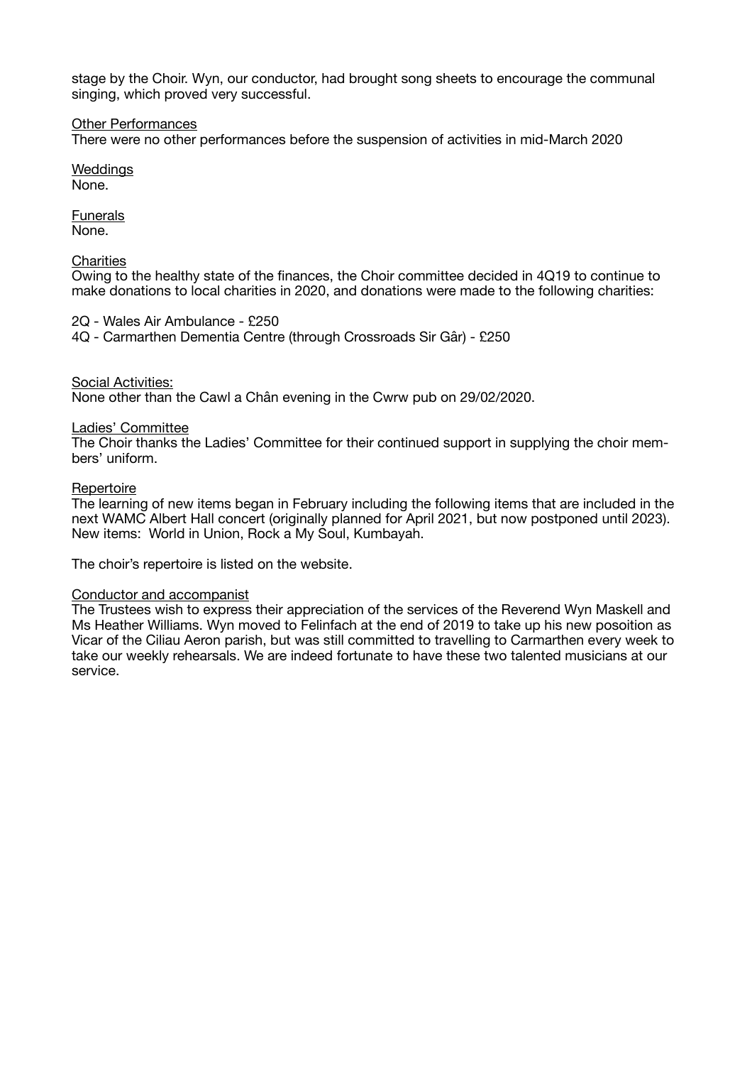stage by the Choir. Wyn, our conductor, had brought song sheets to encourage the communal singing, which proved very successful.

<u>Other Performances</u>
There were no other performances before the suspension of activities in mid-March 2020

<u>Weddings</u>
None.

<u>Funerals</u>
None.

<u>Charities</u>
Owing to the healthy state of the finances, the Choir committee decided in 4Q19 to continue to make donations to local charities in 2020, and donations were made to the following charities:

2Q - Wales Air Ambulance - £250
4Q - Carmarthen Dementia Centre (through Crossroads Sir Gâr) - £250

<u>Social Activities:</u>
None other than the Cawl a Chân evening in the Cwrw pub on 29/02/2020.

<u>Ladies' Committee</u>
The Choir thanks the Ladies' Committee for their continued support in supplying the choir members' uniform.

<u>Repertoire</u>
The learning of new items began in February including the following items that are included in the next WAMC Albert Hall concert (originally planned for April 2021, but now postponed until 2023).
New items: World in Union, Rock a My Soul, Kumbayah.

The choir's repertoire is listed on the website.

<u>Conductor and accompanist</u>
The Trustees wish to express their appreciation of the services of the Reverend Wyn Maskell and Ms Heather Williams. Wyn moved to Felinfach at the end of 2019 to take up his new posoition as Vicar of the Ciliau Aeron parish, but was still committed to travelling to Carmarthen every week to take our weekly rehearsals. We are indeed fortunate to have these two talented musicians at our service.